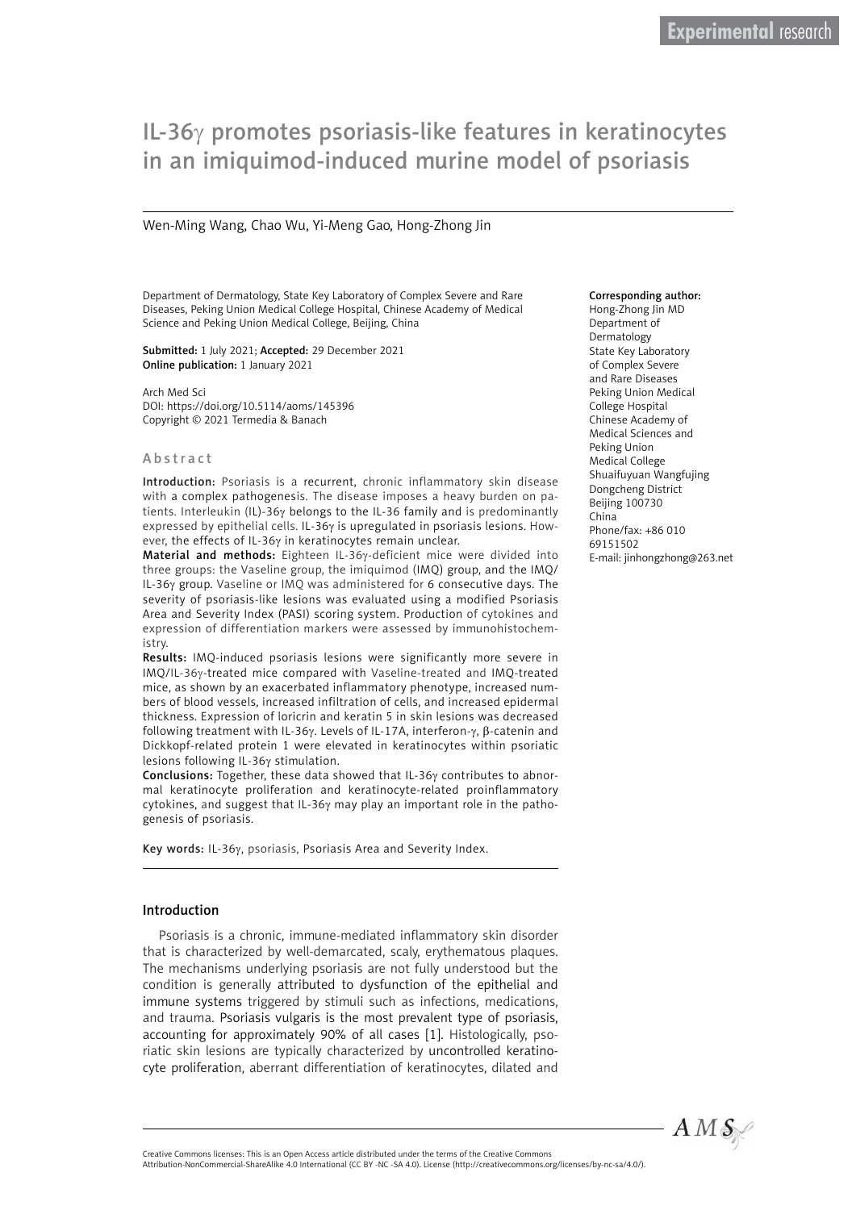# IL-36γ promotes psoriasis-like features in keratinocytes in an imiquimod-induced murine model of psoriasis

Wen-Ming Wang, Chao Wu, Yi-Meng Gao, Hong-Zhong Jin

Department of Dermatology, State Key Laboratory of Complex Severe and Rare Diseases, Peking Union Medical College Hospital, Chinese Academy of Medical Science and Peking Union Medical College, Beijing, China

**Submitted:** 1 July 2021; **Accepted:** 29 December 2021
**Online publication:** 1 January 2021

Arch Med Sci
DOI: https://doi.org/10.5114/aoms/145396
Copyright © 2021 Termedia & Banach

**Corresponding author:**
Hong-Zhong Jin MD
Department of Dermatology
State Key Laboratory of Complex Severe and Rare Diseases
Peking Union Medical College Hospital
Chinese Academy of Medical Sciences and Peking Union Medical College
Shuaifuyuan Wangfujing
Dongcheng District
Beijing 100730
China
Phone/fax: +86 010 69151502
E-mail: jinhongzhong@263.net

## Abstract

**Introduction:** Psoriasis is a recurrent, chronic inflammatory skin disease with a complex pathogenesis. The disease imposes a heavy burden on patients. Interleukin (IL)-36γ belongs to the IL-36 family and is predominantly expressed by epithelial cells. IL-36γ is upregulated in psoriasis lesions. However, the effects of IL-36γ in keratinocytes remain unclear.

**Material and methods:** Eighteen IL-36γ-deficient mice were divided into three groups: the Vaseline group, the imiquimod (IMQ) group, and the IMQ/IL-36γ group. Vaseline or IMQ was administered for 6 consecutive days. The severity of psoriasis-like lesions was evaluated using a modified Psoriasis Area and Severity Index (PASI) scoring system. Production of cytokines and expression of differentiation markers were assessed by immunohistochemistry.

**Results:** IMQ-induced psoriasis lesions were significantly more severe in IMQ/IL-36γ-treated mice compared with Vaseline-treated and IMQ-treated mice, as shown by an exacerbated inflammatory phenotype, increased numbers of blood vessels, increased infiltration of cells, and increased epidermal thickness. Expression of loricrin and keratin 5 in skin lesions was decreased following treatment with IL-36γ. Levels of IL-17A, interferon-γ, β-catenin and Dickkopf-related protein 1 were elevated in keratinocytes within psoriatic lesions following IL-36γ stimulation.

**Conclusions:** Together, these data showed that IL-36γ contributes to abnormal keratinocyte proliferation and keratinocyte-related proinflammatory cytokines, and suggest that IL-36γ may play an important role in the pathogenesis of psoriasis.

**Key words:** IL-36γ, psoriasis, Psoriasis Area and Severity Index.

## Introduction

Psoriasis is a chronic, immune-mediated inflammatory skin disorder that is characterized by well-demarcated, scaly, erythematous plaques. The mechanisms underlying psoriasis are not fully understood but the condition is generally attributed to dysfunction of the epithelial and immune systems triggered by stimuli such as infections, medications, and trauma. Psoriasis vulgaris is the most prevalent type of psoriasis, accounting for approximately 90% of all cases [1]. Histologically, psoriatic skin lesions are typically characterized by uncontrolled keratinocyte proliferation, aberrant differentiation of keratinocytes, dilated and

Creative Commons licenses: This is an Open Access article distributed under the terms of the Creative Commons Attribution-NonCommercial-ShareAlike 4.0 International (CC BY -NC -SA 4.0). License (http://creativecommons.org/licenses/by-nc-sa/4.0/).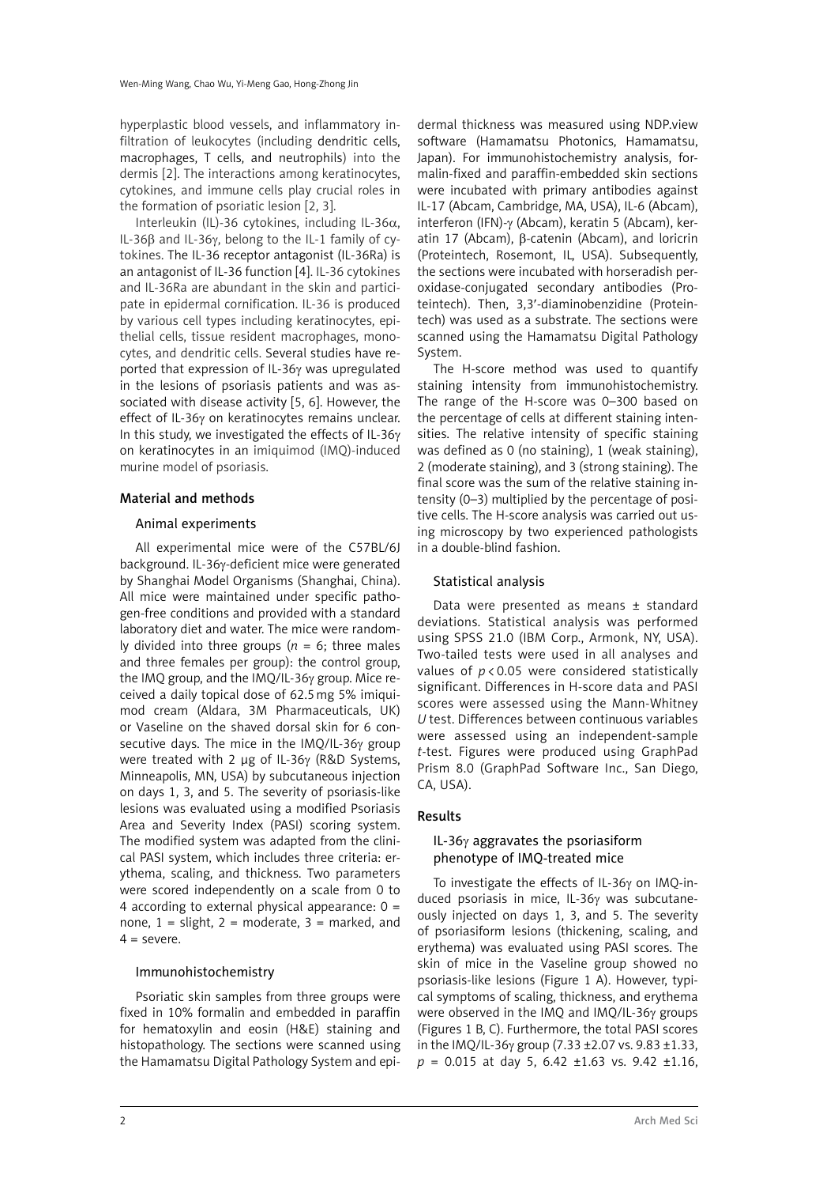hyperplastic blood vessels, and inflammatory infiltration of leukocytes (including dendritic cells, macrophages, T cells, and neutrophils) into the dermis [2]. The interactions among keratinocytes, cytokines, and immune cells play crucial roles in the formation of psoriatic lesion [2, 3].

Interleukin (IL)-36 cytokines, including IL-36α, IL-36β and IL-36γ, belong to the IL-1 family of cytokines. The IL-36 receptor antagonist (IL-36Ra) is an antagonist of IL-36 function [4]. IL-36 cytokines and IL-36Ra are abundant in the skin and participate in epidermal cornification. IL-36 is produced by various cell types including keratinocytes, epithelial cells, tissue resident macrophages, monocytes, and dendritic cells. Several studies have reported that expression of IL-36γ was upregulated in the lesions of psoriasis patients and was associated with disease activity [5, 6]. However, the effect of IL-36γ on keratinocytes remains unclear. In this study, we investigated the effects of IL-36γ on keratinocytes in an imiquimod (IMQ)-induced murine model of psoriasis.

## Material and methods

### Animal experiments

All experimental mice were of the C57BL/6J background. IL-36γ-deficient mice were generated by Shanghai Model Organisms (Shanghai, China). All mice were maintained under specific pathogen-free conditions and provided with a standard laboratory diet and water. The mice were randomly divided into three groups ($n$ = 6; three males and three females per group): the control group, the IMQ group, and the IMQ/IL-36γ group. Mice received a daily topical dose of 62.5 mg 5% imiquimod cream (Aldara, 3M Pharmaceuticals, UK) or Vaseline on the shaved dorsal skin for 6 consecutive days. The mice in the IMQ/IL-36γ group were treated with 2 μg of IL-36γ (R&D Systems, Minneapolis, MN, USA) by subcutaneous injection on days 1, 3, and 5. The severity of psoriasis-like lesions was evaluated using a modified Psoriasis Area and Severity Index (PASI) scoring system. The modified system was adapted from the clinical PASI system, which includes three criteria: erythema, scaling, and thickness. Two parameters were scored independently on a scale from 0 to 4 according to external physical appearance: 0 = none, 1 = slight, 2 = moderate, 3 = marked, and 4 = severe.

### Immunohistochemistry

Psoriatic skin samples from three groups were fixed in 10% formalin and embedded in paraffin for hematoxylin and eosin (H&E) staining and histopathology. The sections were scanned using the Hamamatsu Digital Pathology System and epidermal thickness was measured using NDP.view software (Hamamatsu Photonics, Hamamatsu, Japan). For immunohistochemistry analysis, formalin-fixed and paraffin-embedded skin sections were incubated with primary antibodies against IL-17 (Abcam, Cambridge, MA, USA), IL-6 (Abcam), interferon (IFN)-γ (Abcam), keratin 5 (Abcam), keratin 17 (Abcam), β-catenin (Abcam), and loricrin (Proteintech, Rosemont, IL, USA). Subsequently, the sections were incubated with horseradish peroxidase-conjugated secondary antibodies (Proteintech). Then, 3,3′-diaminobenzidine (Proteintech) was used as a substrate. The sections were scanned using the Hamamatsu Digital Pathology System.

The H-score method was used to quantify staining intensity from immunohistochemistry. The range of the H-score was 0–300 based on the percentage of cells at different staining intensities. The relative intensity of specific staining was defined as 0 (no staining), 1 (weak staining), 2 (moderate staining), and 3 (strong staining). The final score was the sum of the relative staining intensity (0–3) multiplied by the percentage of positive cells. The H-score analysis was carried out using microscopy by two experienced pathologists in a double-blind fashion.

### Statistical analysis

Data were presented as means ± standard deviations. Statistical analysis was performed using SPSS 21.0 (IBM Corp., Armonk, NY, USA). Two-tailed tests were used in all analyses and values of $p < 0.05$ were considered statistically significant. Differences in H-score data and PASI scores were assessed using the Mann-Whitney *U* test. Differences between continuous variables were assessed using an independent-sample *t*-test. Figures were produced using GraphPad Prism 8.0 (GraphPad Software Inc., San Diego, CA, USA).

## Results

### IL-36γ aggravates the psoriasiform phenotype of IMQ-treated mice

To investigate the effects of IL-36γ on IMQ-induced psoriasis in mice, IL-36γ was subcutaneously injected on days 1, 3, and 5. The severity of psoriasiform lesions (thickening, scaling, and erythema) was evaluated using PASI scores. The skin of mice in the Vaseline group showed no psoriasis-like lesions (Figure 1 A). However, typical symptoms of scaling, thickness, and erythema were observed in the IMQ and IMQ/IL-36γ groups (Figures 1 B, C). Furthermore, the total PASI scores in the IMQ/IL-36γ group (7.33 ±2.07 vs. 9.83 ±1.33, $p$ = 0.015 at day 5, 6.42 ±1.63 vs. 9.42 ±1.16,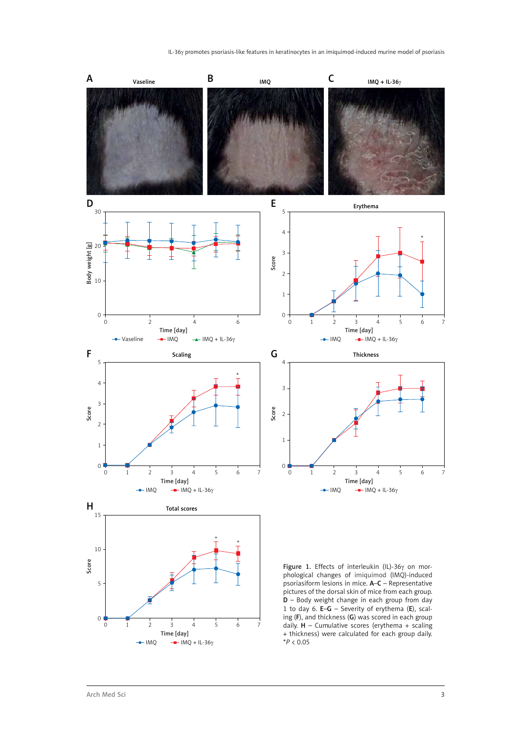Figure 1. Effects of interleukin (IL)-36γ on morphological changes of imiquimod (IMQ)-induced psoriasiform lesions in mice. **A**–**C** – Representative pictures of the dorsal skin of mice from each group. **D** – Body weight change in each group from day 1 to day 6. **E**–**G** – Severity of erythema (**E**), scaling (**F**), and thickness (**G**) was scored in each group daily. **H** – Cumulative scores (erythema + scaling + thickness) were calculated for each group daily. *$P < 0.05$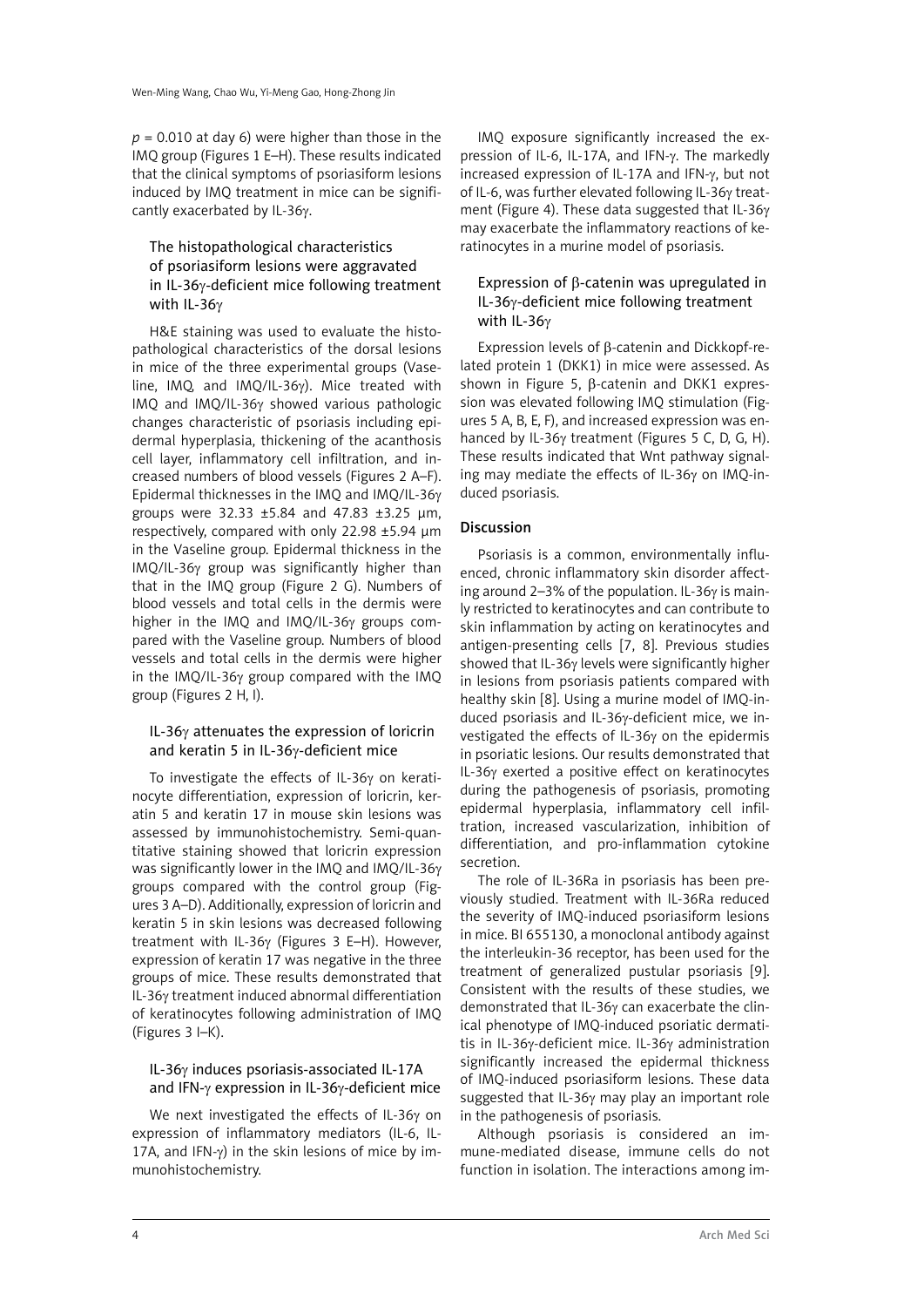$p = 0.010$ at day 6) were higher than those in the IMQ group (Figures 1 E–H). These results indicated that the clinical symptoms of psoriasiform lesions induced by IMQ treatment in mice can be significantly exacerbated by IL-36γ.

### The histopathological characteristics of psoriasiform lesions were aggravated in IL-36γ-deficient mice following treatment with IL-36γ

H&E staining was used to evaluate the histopathological characteristics of the dorsal lesions in mice of the three experimental groups (Vaseline, IMQ, and IMQ/IL-36γ). Mice treated with IMQ and IMQ/IL-36γ showed various pathologic changes characteristic of psoriasis including epidermal hyperplasia, thickening of the acanthosis cell layer, inflammatory cell infiltration, and increased numbers of blood vessels (Figures 2 A–F). Epidermal thicknesses in the IMQ and IMQ/IL-36γ groups were 32.33 ±5.84 and 47.83 ±3.25 μm, respectively, compared with only 22.98 ±5.94 μm in the Vaseline group. Epidermal thickness in the IMQ/IL-36γ group was significantly higher than that in the IMQ group (Figure 2 G). Numbers of blood vessels and total cells in the dermis were higher in the IMQ and IMQ/IL-36γ groups compared with the Vaseline group. Numbers of blood vessels and total cells in the dermis were higher in the IMQ/IL-36γ group compared with the IMQ group (Figures 2 H, I).

### IL-36γ attenuates the expression of loricrin and keratin 5 in IL-36γ-deficient mice

To investigate the effects of IL-36γ on keratinocyte differentiation, expression of loricrin, keratin 5 and keratin 17 in mouse skin lesions was assessed by immunohistochemistry. Semi-quantitative staining showed that loricrin expression was significantly lower in the IMQ and IMQ/IL-36γ groups compared with the control group (Figures 3 A–D). Additionally, expression of loricrin and keratin 5 in skin lesions was decreased following treatment with IL-36γ (Figures 3 E–H). However, expression of keratin 17 was negative in the three groups of mice. These results demonstrated that IL-36γ treatment induced abnormal differentiation of keratinocytes following administration of IMQ (Figures 3 I–K).

### IL-36γ induces psoriasis-associated IL-17A and IFN-γ expression in IL-36γ-deficient mice

We next investigated the effects of IL-36γ on expression of inflammatory mediators (IL-6, IL-17A, and IFN-γ) in the skin lesions of mice by immunohistochemistry.

IMQ exposure significantly increased the expression of IL-6, IL-17A, and IFN-γ. The markedly increased expression of IL-17A and IFN-γ, but not of IL-6, was further elevated following IL-36γ treatment (Figure 4). These data suggested that IL-36γ may exacerbate the inflammatory reactions of keratinocytes in a murine model of psoriasis.

### Expression of β-catenin was upregulated in IL-36γ-deficient mice following treatment with IL-36γ

Expression levels of β-catenin and Dickkopf-related protein 1 (DKK1) in mice were assessed. As shown in Figure 5, β-catenin and DKK1 expression was elevated following IMQ stimulation (Figures 5 A, B, E, F), and increased expression was enhanced by IL-36γ treatment (Figures 5 C, D, G, H). These results indicated that Wnt pathway signaling may mediate the effects of IL-36γ on IMQ-induced psoriasis.

## Discussion

Psoriasis is a common, environmentally influenced, chronic inflammatory skin disorder affecting around 2–3% of the population. IL-36γ is mainly restricted to keratinocytes and can contribute to skin inflammation by acting on keratinocytes and antigen-presenting cells [7, 8]. Previous studies showed that IL-36γ levels were significantly higher in lesions from psoriasis patients compared with healthy skin [8]. Using a murine model of IMQ-induced psoriasis and IL-36γ-deficient mice, we investigated the effects of IL-36γ on the epidermis in psoriatic lesions. Our results demonstrated that IL-36γ exerted a positive effect on keratinocytes during the pathogenesis of psoriasis, promoting epidermal hyperplasia, inflammatory cell infiltration, increased vascularization, inhibition of differentiation, and pro-inflammation cytokine secretion.

The role of IL-36Ra in psoriasis has been previously studied. Treatment with IL-36Ra reduced the severity of IMQ-induced psoriasiform lesions in mice. BI 655130, a monoclonal antibody against the interleukin-36 receptor, has been used for the treatment of generalized pustular psoriasis [9]. Consistent with the results of these studies, we demonstrated that IL-36γ can exacerbate the clinical phenotype of IMQ-induced psoriatic dermatitis in IL-36γ-deficient mice. IL-36γ administration significantly increased the epidermal thickness of IMQ-induced psoriasiform lesions. These data suggested that IL-36γ may play an important role in the pathogenesis of psoriasis.

Although psoriasis is considered an immune-mediated disease, immune cells do not function in isolation. The interactions among im-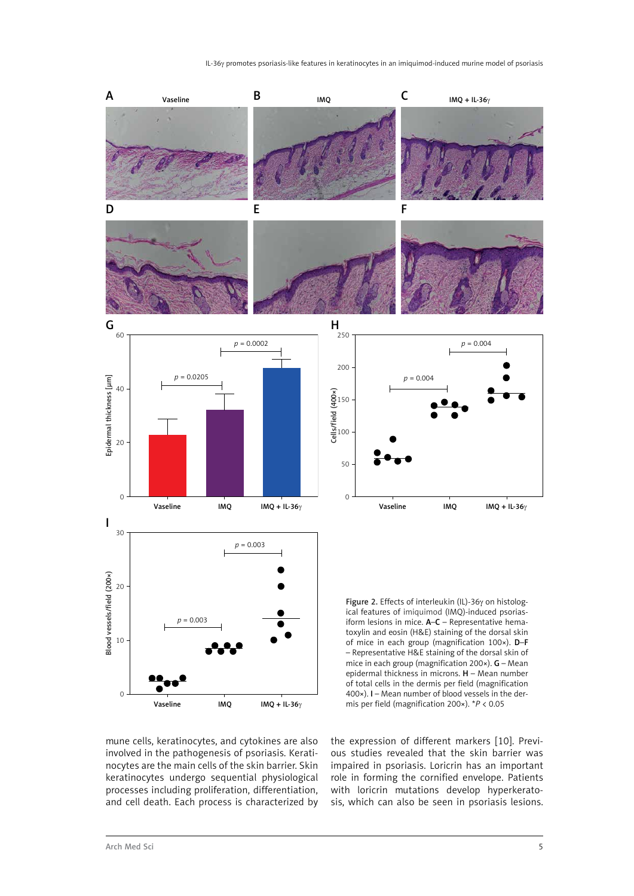Figure 2. Effects of interleukin (IL)-36γ on histological features of imiquimod (IMQ)-induced psoriasiform lesions in mice. **A**–**C** – Representative hematoxylin and eosin (H&E) staining of the dorsal skin of mice in each group (magnification 100×). **D**–**F** – Representative H&E staining of the dorsal skin of mice in each group (magnification 200×). **G** – Mean epidermal thickness in microns. **H** – Mean number of total cells in the dermis per field (magnification 400×). **I** – Mean number of blood vessels in the dermis per field (magnification 200×). $^*P < 0.05$

mune cells, keratinocytes, and cytokines are also involved in the pathogenesis of psoriasis. Keratinocytes are the main cells of the skin barrier. Skin keratinocytes undergo sequential physiological processes including proliferation, differentiation, and cell death. Each process is characterized by the expression of different markers [10]. Previous studies revealed that the skin barrier was impaired in psoriasis. Loricrin has an important role in forming the cornified envelope. Patients with loricrin mutations develop hyperkeratosis, which can also be seen in psoriasis lesions.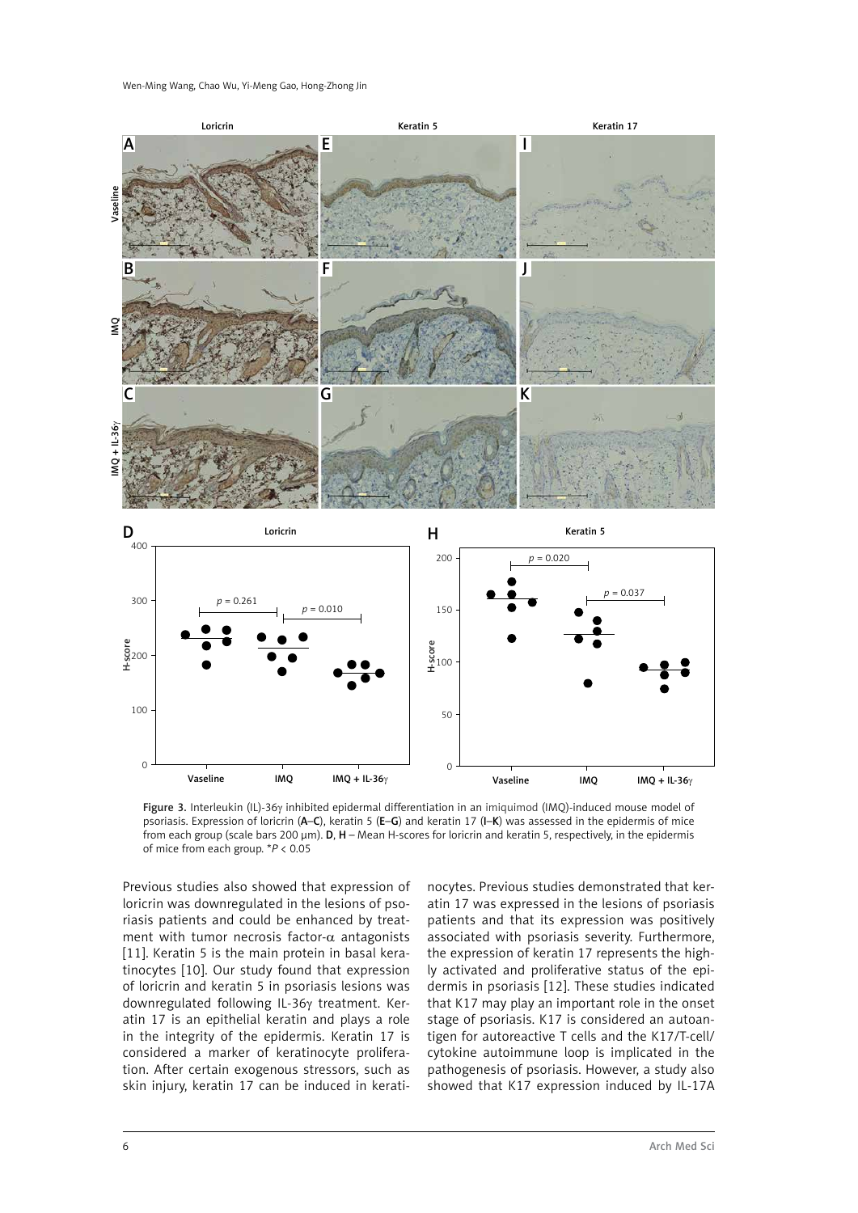Figure 3. Interleukin (IL)-36γ inhibited epidermal differentiation in an imiquimod (IMQ)-induced mouse model of psoriasis. Expression of loricrin (**A–C**), keratin 5 (**E–G**) and keratin 17 (**I–K**) was assessed in the epidermis of mice from each group (scale bars 200 µm). **D**, **H** – Mean H-scores for loricrin and keratin 5, respectively, in the epidermis of mice from each group. $^{*}P < 0.05$

Previous studies also showed that expression of loricrin was downregulated in the lesions of psoriasis patients and could be enhanced by treatment with tumor necrosis factor-α antagonists [11]. Keratin 5 is the main protein in basal keratinocytes [10]. Our study found that expression of loricrin and keratin 5 in psoriasis lesions was downregulated following IL-36γ treatment. Keratin 17 is an epithelial keratin and plays a role in the integrity of the epidermis. Keratin 17 is considered a marker of keratinocyte proliferation. After certain exogenous stressors, such as skin injury, keratin 17 can be induced in keratinocytes. Previous studies demonstrated that keratin 17 was expressed in the lesions of psoriasis patients and that its expression was positively associated with psoriasis severity. Furthermore, the expression of keratin 17 represents the highly activated and proliferative status of the epidermis in psoriasis [12]. These studies indicated that K17 may play an important role in the onset stage of psoriasis. K17 is considered an autoantigen for autoreactive T cells and the K17/T-cell/cytokine autoimmune loop is implicated in the pathogenesis of psoriasis. However, a study also showed that K17 expression induced by IL-17A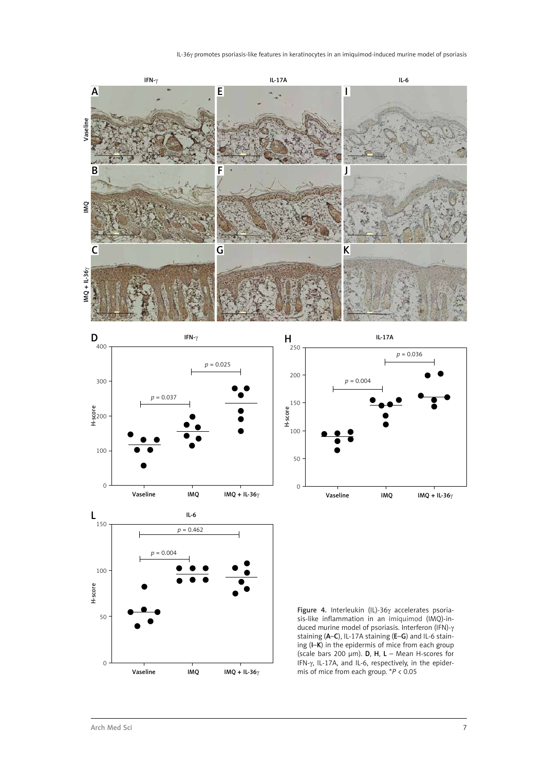Figure 4. Interleukin (IL)-36γ accelerates psoriasis-like inflammation in an imiquimod (IMQ)-induced murine model of psoriasis. Interferon (IFN)-γ staining (**A**–**C**), IL-17A staining (**E**–**G**) and IL-6 staining (**I**–**K**) in the epidermis of mice from each group (scale bars 200 μm). **D**, **H**, **L** – Mean H-scores for IFN-γ, IL-17A, and IL-6, respectively, in the epidermis of mice from each group. $^{*}P < 0.05$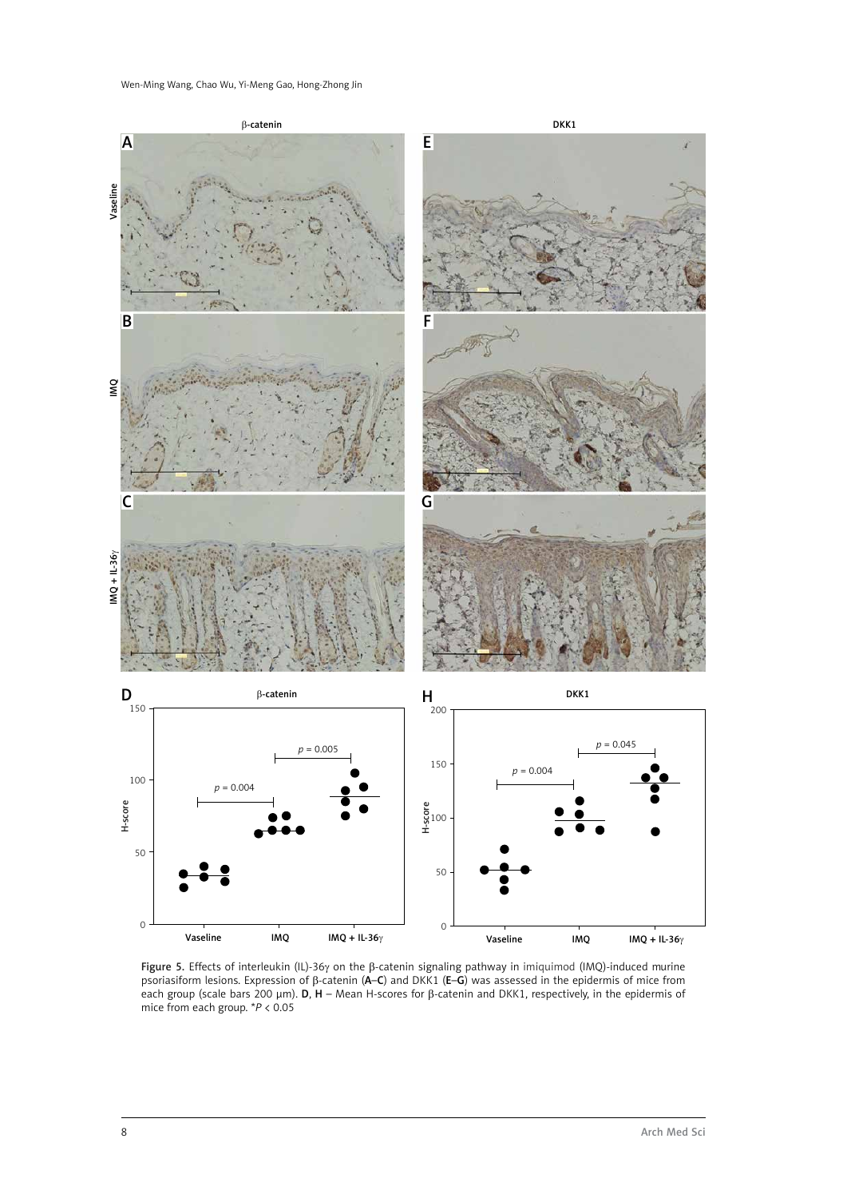Figure 5. Effects of interleukin (IL)-36γ on the β-catenin signaling pathway in imiquimod (IMQ)-induced murine psoriasiform lesions. Expression of β-catenin (**A**–**C**) and DKK1 (**E**–**G**) was assessed in the epidermis of mice from each group (scale bars 200 μm). **D**, **H** – Mean H-scores for β-catenin and DKK1, respectively, in the epidermis of mice from each group. *$P < 0.05$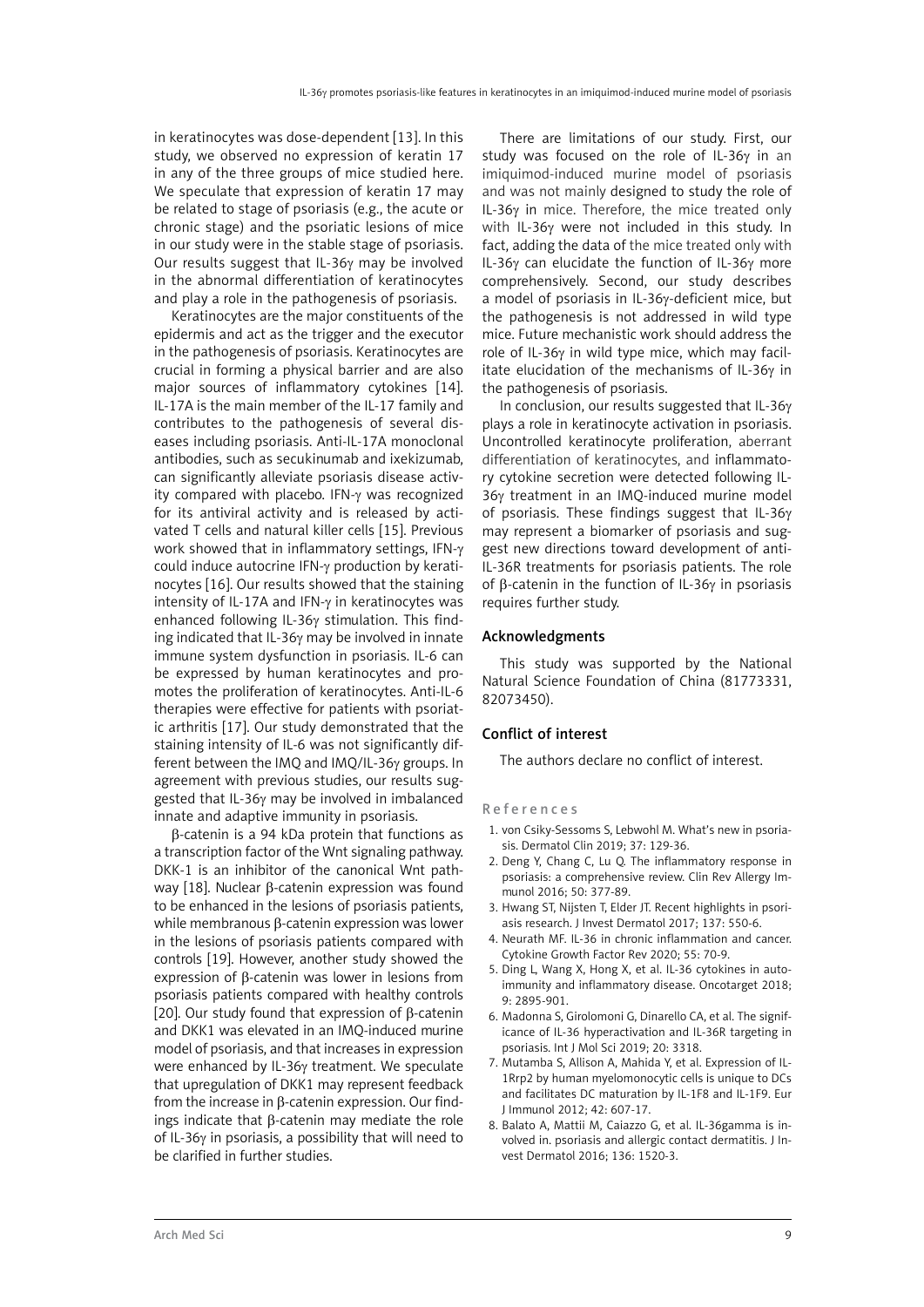in keratinocytes was dose-dependent [13]. In this study, we observed no expression of keratin 17 in any of the three groups of mice studied here. We speculate that expression of keratin 17 may be related to stage of psoriasis (e.g., the acute or chronic stage) and the psoriatic lesions of mice in our study were in the stable stage of psoriasis. Our results suggest that IL-36γ may be involved in the abnormal differentiation of keratinocytes and play a role in the pathogenesis of psoriasis.

Keratinocytes are the major constituents of the epidermis and act as the trigger and the executor in the pathogenesis of psoriasis. Keratinocytes are crucial in forming a physical barrier and are also major sources of inflammatory cytokines [14]. IL-17A is the main member of the IL-17 family and contributes to the pathogenesis of several diseases including psoriasis. Anti-IL-17A monoclonal antibodies, such as secukinumab and ixekizumab, can significantly alleviate psoriasis disease activity compared with placebo. IFN-γ was recognized for its antiviral activity and is released by activated T cells and natural killer cells [15]. Previous work showed that in inflammatory settings, IFN-γ could induce autocrine IFN-γ production by keratinocytes [16]. Our results showed that the staining intensity of IL-17A and IFN-γ in keratinocytes was enhanced following IL-36γ stimulation. This finding indicated that IL-36γ may be involved in innate immune system dysfunction in psoriasis. IL-6 can be expressed by human keratinocytes and promotes the proliferation of keratinocytes. Anti-IL-6 therapies were effective for patients with psoriatic arthritis [17]. Our study demonstrated that the staining intensity of IL-6 was not significantly different between the IMQ and IMQ/IL-36γ groups. In agreement with previous studies, our results suggested that IL-36γ may be involved in imbalanced innate and adaptive immunity in psoriasis.

β-catenin is a 94 kDa protein that functions as a transcription factor of the Wnt signaling pathway. DKK-1 is an inhibitor of the canonical Wnt pathway [18]. Nuclear β-catenin expression was found to be enhanced in the lesions of psoriasis patients, while membranous β-catenin expression was lower in the lesions of psoriasis patients compared with controls [19]. However, another study showed the expression of β-catenin was lower in lesions from psoriasis patients compared with healthy controls [20]. Our study found that expression of β-catenin and DKK1 was elevated in an IMQ-induced murine model of psoriasis, and that increases in expression were enhanced by IL-36γ treatment. We speculate that upregulation of DKK1 may represent feedback from the increase in β-catenin expression. Our findings indicate that β-catenin may mediate the role of IL-36γ in psoriasis, a possibility that will need to be clarified in further studies.

There are limitations of our study. First, our study was focused on the role of IL-36γ in an imiquimod-induced murine model of psoriasis and was not mainly designed to study the role of IL-36γ in mice. Therefore, the mice treated only with IL-36γ were not included in this study. In fact, adding the data of the mice treated only with IL-36γ can elucidate the function of IL-36γ more comprehensively. Second, our study describes a model of psoriasis in IL-36γ-deficient mice, but the pathogenesis is not addressed in wild type mice. Future mechanistic work should address the role of IL-36γ in wild type mice, which may facilitate elucidation of the mechanisms of IL-36γ in the pathogenesis of psoriasis.

In conclusion, our results suggested that IL-36γ plays a role in keratinocyte activation in psoriasis. Uncontrolled keratinocyte proliferation, aberrant differentiation of keratinocytes, and inflammatory cytokine secretion were detected following IL-36γ treatment in an IMQ-induced murine model of psoriasis. These findings suggest that IL-36γ may represent a biomarker of psoriasis and suggest new directions toward development of anti-IL-36R treatments for psoriasis patients. The role of β-catenin in the function of IL-36γ in psoriasis requires further study.

## Acknowledgments

This study was supported by the National Natural Science Foundation of China (81773331, 82073450).

## Conflict of interest

The authors declare no conflict of interest.

## References

1. von Csiky-Sessoms S, Lebwohl M. What's new in psoriasis. Dermatol Clin 2019; 37: 129-36.
2. Deng Y, Chang C, Lu Q. The inflammatory response in psoriasis: a comprehensive review. Clin Rev Allergy Immunol 2016; 50: 377-89.
3. Hwang ST, Nijsten T, Elder JT. Recent highlights in psoriasis research. J Invest Dermatol 2017; 137: 550-6.
4. Neurath MF. IL-36 in chronic inflammation and cancer. Cytokine Growth Factor Rev 2020; 55: 70-9.
5. Ding L, Wang X, Hong X, et al. IL-36 cytokines in autoimmunity and inflammatory disease. Oncotarget 2018; 9: 2895-901.
6. Madonna S, Girolomoni G, Dinarello CA, et al. The significance of IL-36 hyperactivation and IL-36R targeting in psoriasis. Int J Mol Sci 2019; 20: 3318.
7. Mutamba S, Allison A, Mahida Y, et al. Expression of IL-1Rrp2 by human myelomonocytic cells is unique to DCs and facilitates DC maturation by IL-1F8 and IL-1F9. Eur J Immunol 2012; 42: 607-17.
8. Balato A, Mattii M, Caiazzo G, et al. IL-36gamma is involved in. psoriasis and allergic contact dermatitis. J Invest Dermatol 2016; 136: 1520-3.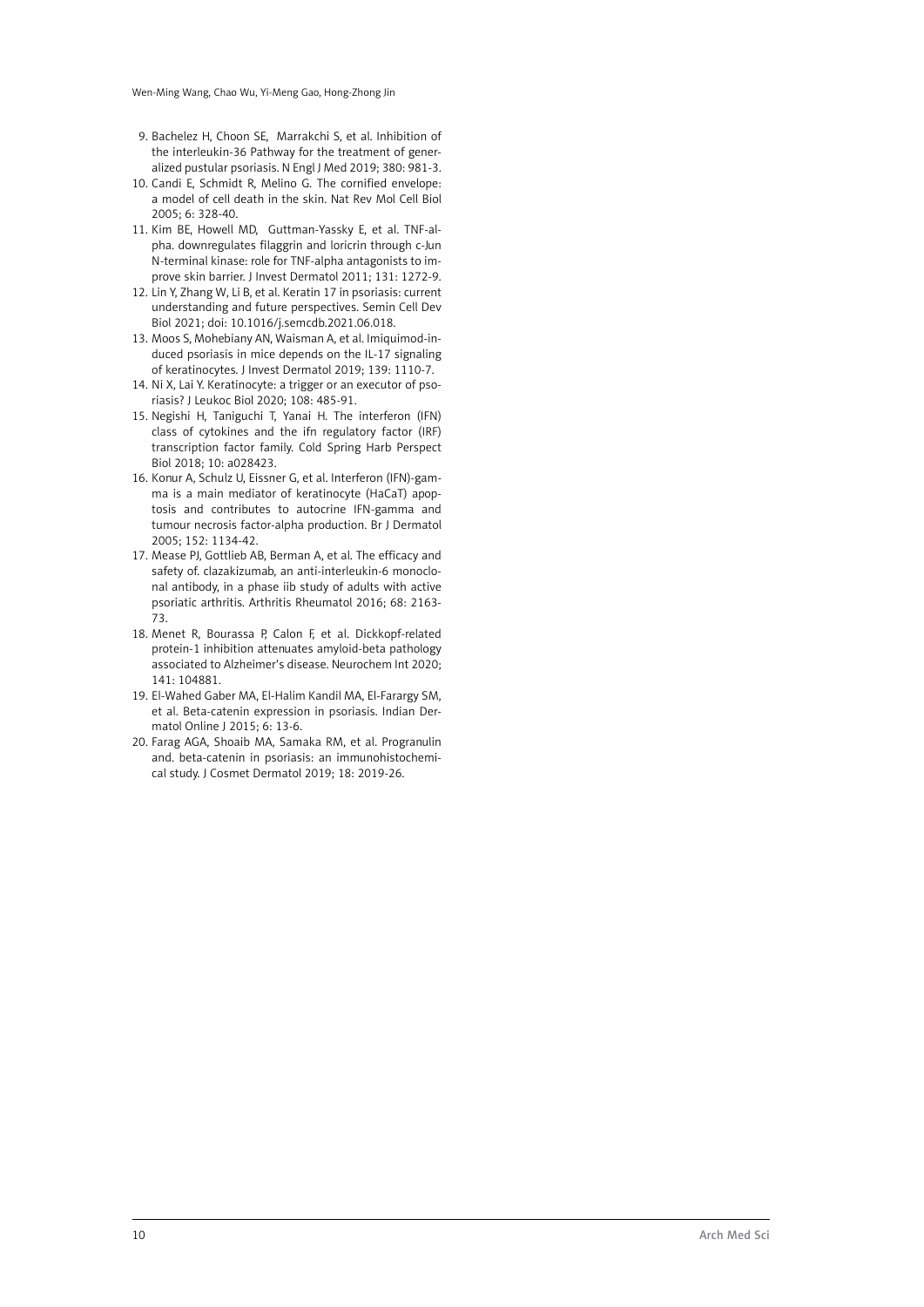9. Bachelez H, Choon SE, Marrakchi S, et al. Inhibition of the interleukin-36 Pathway for the treatment of generalized pustular psoriasis. N Engl J Med 2019; 380: 981-3.
10. Candi E, Schmidt R, Melino G. The cornified envelope: a model of cell death in the skin. Nat Rev Mol Cell Biol 2005; 6: 328-40.
11. Kim BE, Howell MD, Guttman-Yassky E, et al. TNF-alpha. downregulates filaggrin and loricrin through c-Jun N-terminal kinase: role for TNF-alpha antagonists to improve skin barrier. J Invest Dermatol 2011; 131: 1272-9.
12. Lin Y, Zhang W, Li B, et al. Keratin 17 in psoriasis: current understanding and future perspectives. Semin Cell Dev Biol 2021; doi: 10.1016/j.semcdb.2021.06.018.
13. Moos S, Mohebiany AN, Waisman A, et al. Imiquimod-induced psoriasis in mice depends on the IL-17 signaling of keratinocytes. J Invest Dermatol 2019; 139: 1110-7.
14. Ni X, Lai Y. Keratinocyte: a trigger or an executor of psoriasis? J Leukoc Biol 2020; 108: 485-91.
15. Negishi H, Taniguchi T, Yanai H. The interferon (IFN) class of cytokines and the ifn regulatory factor (IRF) transcription factor family. Cold Spring Harb Perspect Biol 2018; 10: a028423.
16. Konur A, Schulz U, Eissner G, et al. Interferon (IFN)-gamma is a main mediator of keratinocyte (HaCaT) apoptosis and contributes to autocrine IFN-gamma and tumour necrosis factor-alpha production. Br J Dermatol 2005; 152: 1134-42.
17. Mease PJ, Gottlieb AB, Berman A, et al. The efficacy and safety of. clazakizumab, an anti-interleukin-6 monoclonal antibody, in a phase iib study of adults with active psoriatic arthritis. Arthritis Rheumatol 2016; 68: 2163-73.
18. Menet R, Bourassa P, Calon F, et al. Dickkopf-related protein-1 inhibition attenuates amyloid-beta pathology associated to Alzheimer's disease. Neurochem Int 2020; 141: 104881.
19. El-Wahed Gaber MA, El-Halim Kandil MA, El-Farargy SM, et al. Beta-catenin expression in psoriasis. Indian Dermatol Online J 2015; 6: 13-6.
20. Farag AGA, Shoaib MA, Samaka RM, et al. Progranulin and. beta-catenin in psoriasis: an immunohistochemical study. J Cosmet Dermatol 2019; 18: 2019-26.